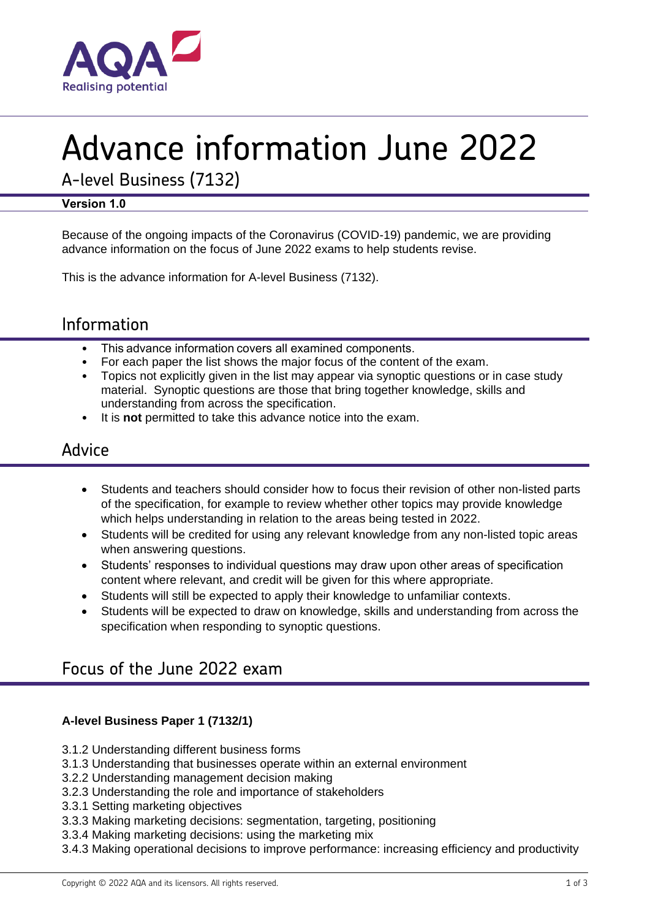# Advance information June 2022

## A-level Business (7132)

**Version 1.0**

Because of the ongoing impacts of the Coronavirus (COVID-19) pandemic, we are providing advance information on the focus of June 2022 exams to help students revise.

This is the advance information for A-level Business (7132).

## Information

- This advance information covers all examined components.
- For each paper the list shows the major focus of the content of the exam.
- Topics not explicitly given in the list may appear via synoptic questions or in case study material. Synoptic questions are those that bring together knowledge, skills and understanding from across the specification.
- It is **not** permitted to take this advance notice into the exam.

## Advice

- Students and teachers should consider how to focus their revision of other non-listed parts of the specification, for example to review whether other topics may provide knowledge which helps understanding in relation to the areas being tested in 2022.
- Students will be credited for using any relevant knowledge from any non-listed topic areas when answering questions.
- Students' responses to individual questions may draw upon other areas of specification content where relevant, and credit will be given for this where appropriate.
- Students will still be expected to apply their knowledge to unfamiliar contexts.
- Students will be expected to draw on knowledge, skills and understanding from across the specification when responding to synoptic questions.

## Focus of the June 2022 exam

**A-level Business Paper 1 (7132/1)**

3.1.2 Understanding different business forms
3.1.3 Understanding that businesses operate within an external environment
3.2.2 Understanding management decision making
3.2.3 Understanding the role and importance of stakeholders
3.3.1 Setting marketing objectives
3.3.3 Making marketing decisions: segmentation, targeting, positioning
3.3.4 Making marketing decisions: using the marketing mix
3.4.3 Making operational decisions to improve performance: increasing efficiency and productivity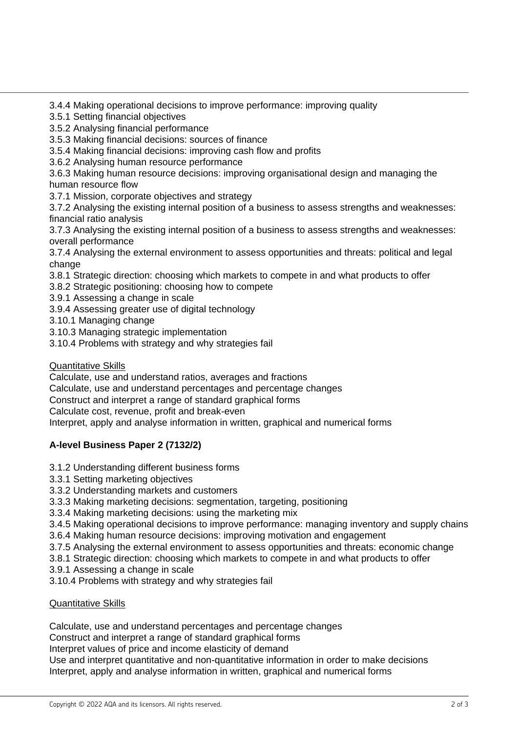3.4.4 Making operational decisions to improve performance: improving quality
3.5.1 Setting financial objectives
3.5.2 Analysing financial performance
3.5.3 Making financial decisions: sources of finance
3.5.4 Making financial decisions: improving cash flow and profits
3.6.2 Analysing human resource performance
3.6.3 Making human resource decisions: improving organisational design and managing the human resource flow
3.7.1 Mission, corporate objectives and strategy
3.7.2 Analysing the existing internal position of a business to assess strengths and weaknesses: financial ratio analysis
3.7.3 Analysing the existing internal position of a business to assess strengths and weaknesses: overall performance
3.7.4 Analysing the external environment to assess opportunities and threats: political and legal change
3.8.1 Strategic direction: choosing which markets to compete in and what products to offer
3.8.2 Strategic positioning: choosing how to compete
3.9.1 Assessing a change in scale
3.9.4 Assessing greater use of digital technology
3.10.1 Managing change
3.10.3 Managing strategic implementation
3.10.4 Problems with strategy and why strategies fail

Quantitative Skills

Calculate, use and understand ratios, averages and fractions
Calculate, use and understand percentages and percentage changes
Construct and interpret a range of standard graphical forms
Calculate cost, revenue, profit and break-even
Interpret, apply and analyse information in written, graphical and numerical forms

**A-level Business Paper 2 (7132/2)**

3.1.2 Understanding different business forms
3.3.1 Setting marketing objectives
3.3.2 Understanding markets and customers
3.3.3 Making marketing decisions: segmentation, targeting, positioning
3.3.4 Making marketing decisions: using the marketing mix
3.4.5 Making operational decisions to improve performance: managing inventory and supply chains
3.6.4 Making human resource decisions: improving motivation and engagement
3.7.5 Analysing the external environment to assess opportunities and threats: economic change
3.8.1 Strategic direction: choosing which markets to compete in and what products to offer
3.9.1 Assessing a change in scale
3.10.4 Problems with strategy and why strategies fail

Quantitative Skills

Calculate, use and understand percentages and percentage changes
Construct and interpret a range of standard graphical forms
Interpret values of price and income elasticity of demand
Use and interpret quantitative and non-quantitative information in order to make decisions
Interpret, apply and analyse information in written, graphical and numerical forms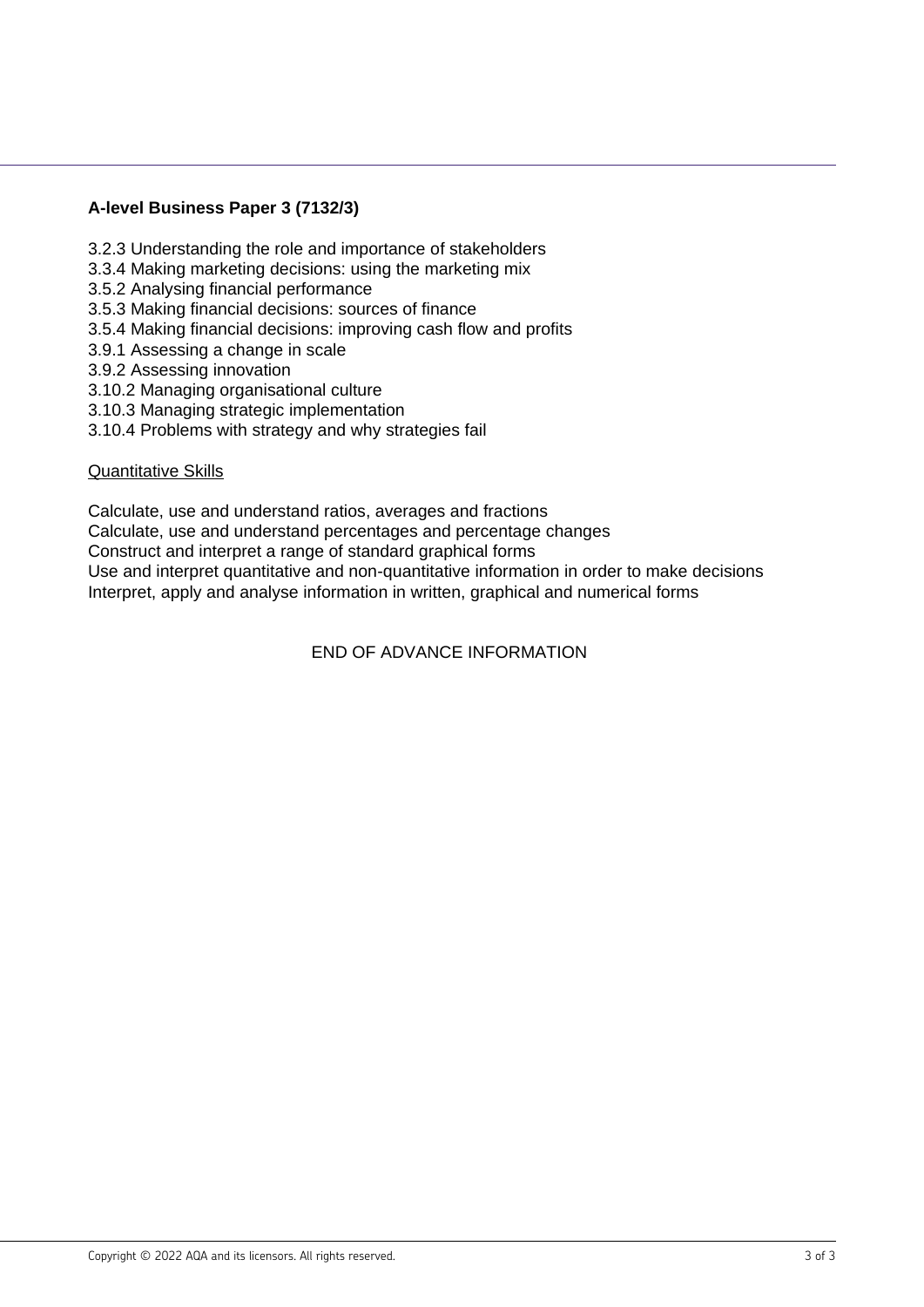**A-level Business Paper 3 (7132/3)**

3.2.3 Understanding the role and importance of stakeholders
3.3.4 Making marketing decisions: using the marketing mix
3.5.2 Analysing financial performance
3.5.3 Making financial decisions: sources of finance
3.5.4 Making financial decisions: improving cash flow and profits
3.9.1 Assessing a change in scale
3.9.2 Assessing innovation
3.10.2 Managing organisational culture
3.10.3 Managing strategic implementation
3.10.4 Problems with strategy and why strategies fail

<u>Quantitative Skills</u>

Calculate, use and understand ratios, averages and fractions
Calculate, use and understand percentages and percentage changes
Construct and interpret a range of standard graphical forms
Use and interpret quantitative and non-quantitative information in order to make decisions
Interpret, apply and analyse information in written, graphical and numerical forms

END OF ADVANCE INFORMATION

Copyright © 2022 AQA and its licensors. All rights reserved.